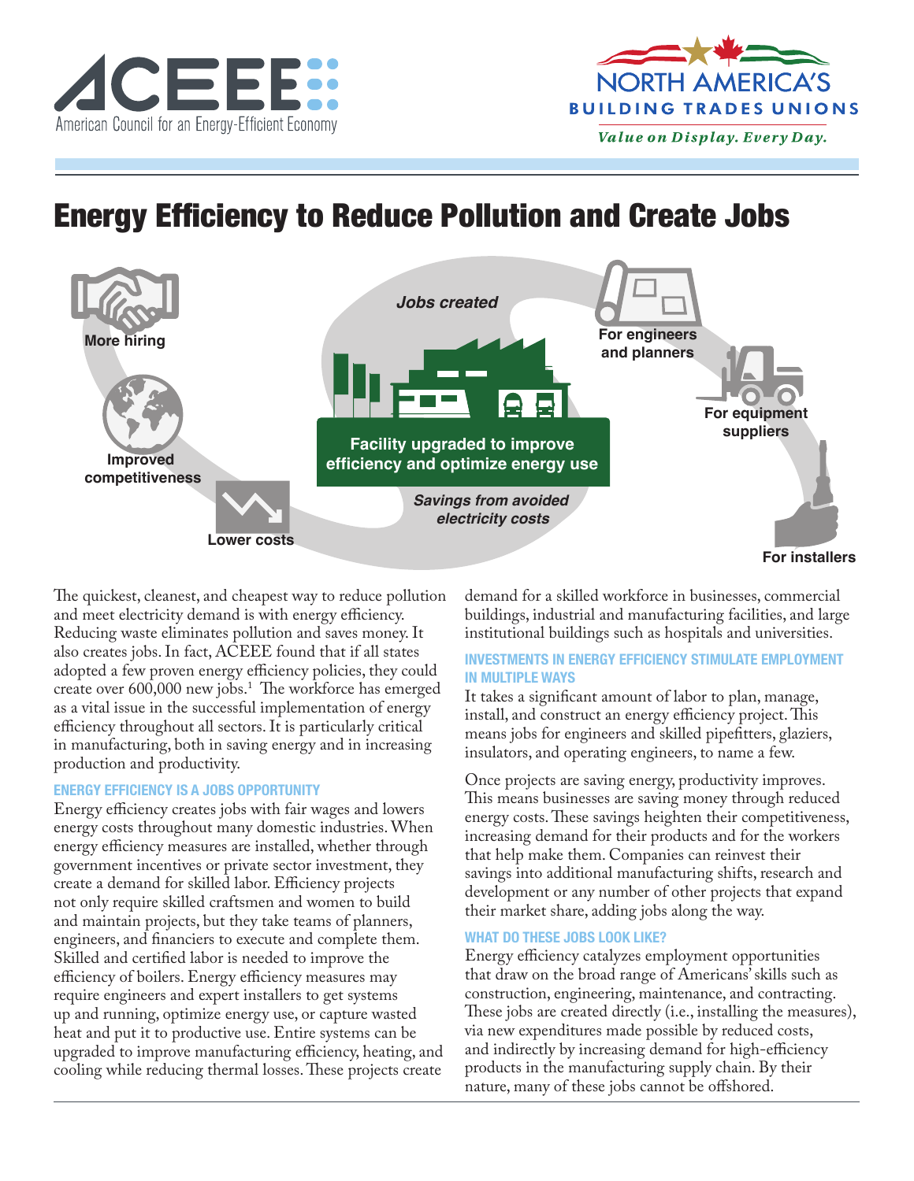ACEEE American Council for an Energy-Efficient Economy

NORTH AMERICA'S BUILDING TRADES UNIONS

*Value on Display. Every Day.*

# Energy Efficiency to Reduce Pollution and Create Jobs

*Jobs created*

For engineers and planners

For equipment suppliers

For installers

**Facility upgraded to improve efficiency and optimize energy use**

*Savings from avoided electricity costs*

Lower costs

Improved competitiveness

More hiring

The quickest, cleanest, and cheapest way to reduce pollution and meet electricity demand is with energy efficiency. Reducing waste eliminates pollution and saves money. It also creates jobs. In fact, ACEEE found that if all states adopted a few proven energy efficiency policies, they could create over 600,000 new jobs.[1] The workforce has emerged as a vital issue in the successful implementation of energy efficiency throughout all sectors. It is particularly critical in manufacturing, both in saving energy and in increasing production and productivity.

## ENERGY EFFICIENCY IS A JOBS OPPORTUNITY

Energy efficiency creates jobs with fair wages and lowers energy costs throughout many domestic industries. When energy efficiency measures are installed, whether through government incentives or private sector investment, they create a demand for skilled labor. Efficiency projects not only require skilled craftsmen and women to build and maintain projects, but they take teams of planners, engineers, and financiers to execute and complete them. Skilled and certified labor is needed to improve the efficiency of boilers. Energy efficiency measures may require engineers and expert installers to get systems up and running, optimize energy use, or capture wasted heat and put it to productive use. Entire systems can be upgraded to improve manufacturing efficiency, heating, and cooling while reducing thermal losses. These projects create demand for a skilled workforce in businesses, commercial buildings, industrial and manufacturing facilities, and large institutional buildings such as hospitals and universities.

## INVESTMENTS IN ENERGY EFFICIENCY STIMULATE EMPLOYMENT IN MULTIPLE WAYS

It takes a significant amount of labor to plan, manage, install, and construct an energy efficiency project. This means jobs for engineers and skilled pipefitters, glaziers, insulators, and operating engineers, to name a few.

Once projects are saving energy, productivity improves. This means businesses are saving money through reduced energy costs. These savings heighten their competitiveness, increasing demand for their products and for the workers that help make them. Companies can reinvest their savings into additional manufacturing shifts, research and development or any number of other projects that expand their market share, adding jobs along the way.

## WHAT DO THESE JOBS LOOK LIKE?

Energy efficiency catalyzes employment opportunities that draw on the broad range of Americans' skills such as construction, engineering, maintenance, and contracting. These jobs are created directly (i.e., installing the measures), via new expenditures made possible by reduced costs, and indirectly by increasing demand for high-efficiency products in the manufacturing supply chain. By their nature, many of these jobs cannot be offshored.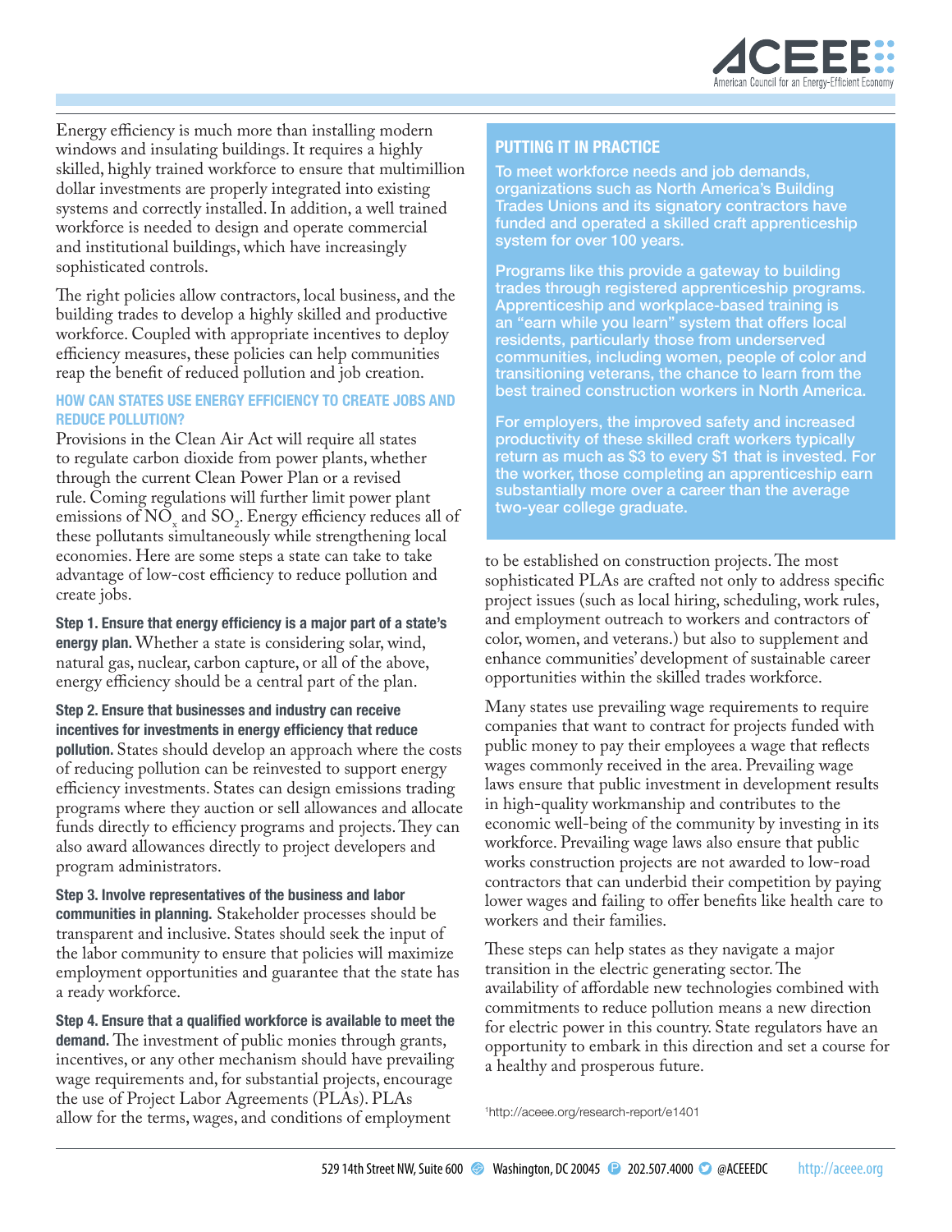Energy efficiency is much more than installing modern windows and insulating buildings. It requires a highly skilled, highly trained workforce to ensure that multimillion dollar investments are properly integrated into existing systems and correctly installed. In addition, a well trained workforce is needed to design and operate commercial and institutional buildings, which have increasingly sophisticated controls.

The right policies allow contractors, local business, and the building trades to develop a highly skilled and productive workforce. Coupled with appropriate incentives to deploy efficiency measures, these policies can help communities reap the benefit of reduced pollution and job creation.

### HOW CAN STATES USE ENERGY EFFICIENCY TO CREATE JOBS AND REDUCE POLLUTION?

Provisions in the Clean Air Act will require all states to regulate carbon dioxide from power plants, whether through the current Clean Power Plan or a revised rule. Coming regulations will further limit power plant emissions of $NO_x$ and $SO_2$. Energy efficiency reduces all of these pollutants simultaneously while strengthening local economies. Here are some steps a state can take to take advantage of low-cost efficiency to reduce pollution and create jobs.

**Step 1. Ensure that energy efficiency is a major part of a state's energy plan.** Whether a state is considering solar, wind, natural gas, nuclear, carbon capture, or all of the above, energy efficiency should be a central part of the plan.

**Step 2. Ensure that businesses and industry can receive incentives for investments in energy efficiency that reduce pollution.** States should develop an approach where the costs of reducing pollution can be reinvested to support energy efficiency investments. States can design emissions trading programs where they auction or sell allowances and allocate funds directly to efficiency programs and projects. They can also award allowances directly to project developers and program administrators.

**Step 3. Involve representatives of the business and labor communities in planning.** Stakeholder processes should be transparent and inclusive. States should seek the input of the labor community to ensure that policies will maximize employment opportunities and guarantee that the state has a ready workforce.

**Step 4. Ensure that a qualified workforce is available to meet the demand.** The investment of public monies through grants, incentives, or any other mechanism should have prevailing wage requirements and, for substantial projects, encourage the use of Project Labor Agreements (PLAs). PLAs allow for the terms, wages, and conditions of employment to be established on construction projects. The most sophisticated PLAs are crafted not only to address specific project issues (such as local hiring, scheduling, work rules, and employment outreach to workers and contractors of color, women, and veterans.) but also to supplement and enhance communities' development of sustainable career opportunities within the skilled trades workforce.

Many states use prevailing wage requirements to require companies that want to contract for projects funded with public money to pay their employees a wage that reflects wages commonly received in the area. Prevailing wage laws ensure that public investment in development results in high-quality workmanship and contributes to the economic well-being of the community by investing in its workforce. Prevailing wage laws also ensure that public works construction projects are not awarded to low-road contractors that can underbid their competition by paying lower wages and failing to offer benefits like health care to workers and their families.

These steps can help states as they navigate a major transition in the electric generating sector. The availability of affordable new technologies combined with commitments to reduce pollution means a new direction for electric power in this country. State regulators have an opportunity to embark in this direction and set a course for a healthy and prosperous future.

### PUTTING IT IN PRACTICE

To meet workforce needs and job demands, organizations such as North America's Building Trades Unions and its signatory contractors have funded and operated a skilled craft apprenticeship system for over 100 years.

Programs like this provide a gateway to building trades through registered apprenticeship programs. Apprenticeship and workplace-based training is an "earn while you learn" system that offers local residents, particularly those from underserved communities, including women, people of color and transitioning veterans, the chance to learn from the best trained construction workers in North America.

For employers, the improved safety and increased productivity of these skilled craft workers typically return as much as $3 to every $1 that is invested. For the worker, those completing an apprenticeship earn substantially more over a career than the average two-year college graduate.

[1]http://aceee.org/research-report/e1401